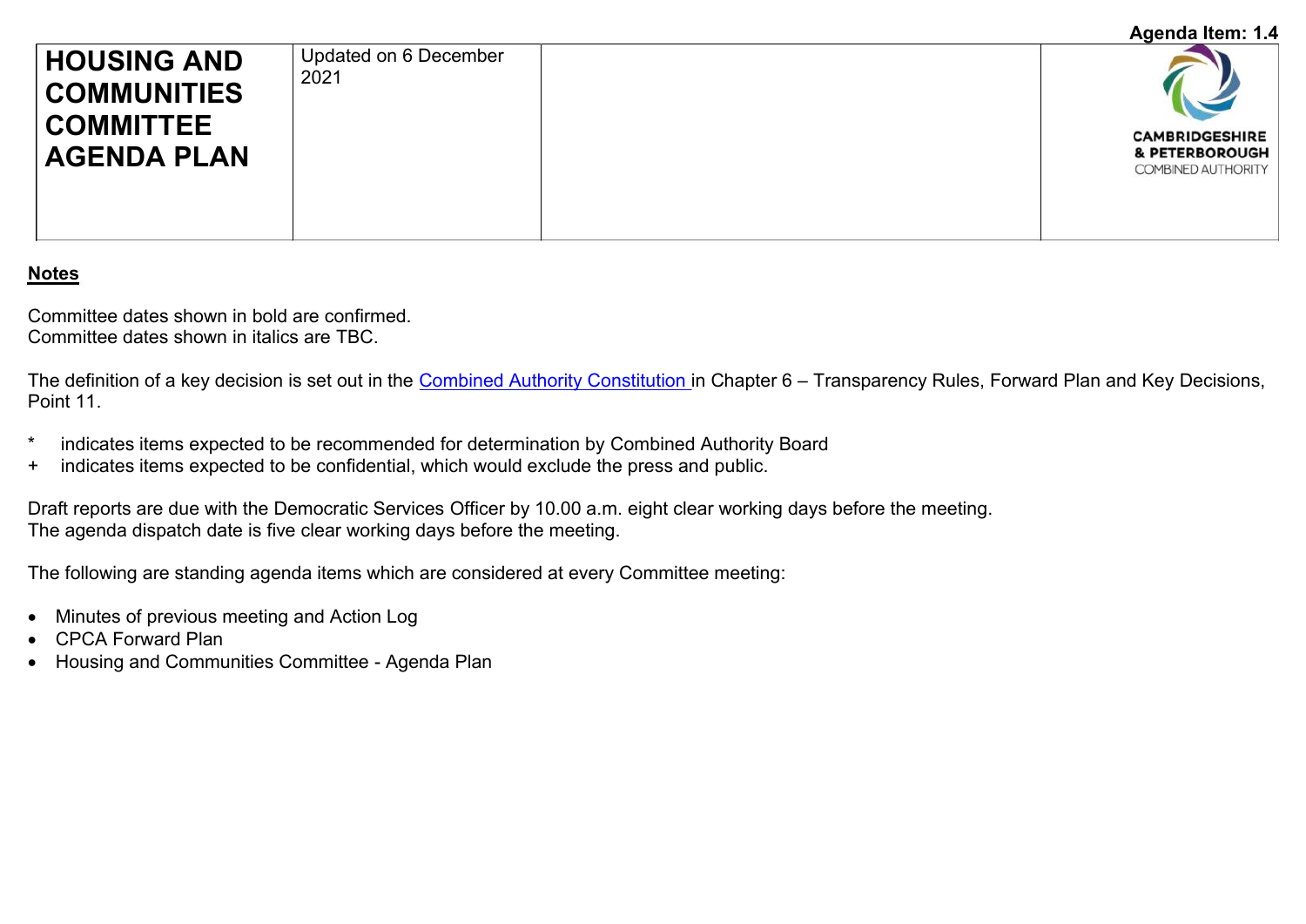Agenda Item: 1.4

| HOUSING AND COMMUNITIES COMMITTEE AGENDA PLAN | Updated on 6 December 2021 | | CAMBRIDGESHIRE & PETERBOROUGH COMBINED AUTHORITY |
|---|---|---|---|

## Notes

Committee dates shown in bold are confirmed.
Committee dates shown in italics are TBC.

The definition of a key decision is set out in the Combined Authority Constitution in Chapter 6 – Transparency Rules, Forward Plan and Key Decisions, Point 11.

- \* indicates items expected to be recommended for determination by Combined Authority Board
- \+ indicates items expected to be confidential, which would exclude the press and public.

Draft reports are due with the Democratic Services Officer by 10.00 a.m. eight clear working days before the meeting.
The agenda dispatch date is five clear working days before the meeting.

The following are standing agenda items which are considered at every Committee meeting:

- Minutes of previous meeting and Action Log
- CPCA Forward Plan
- Housing and Communities Committee - Agenda Plan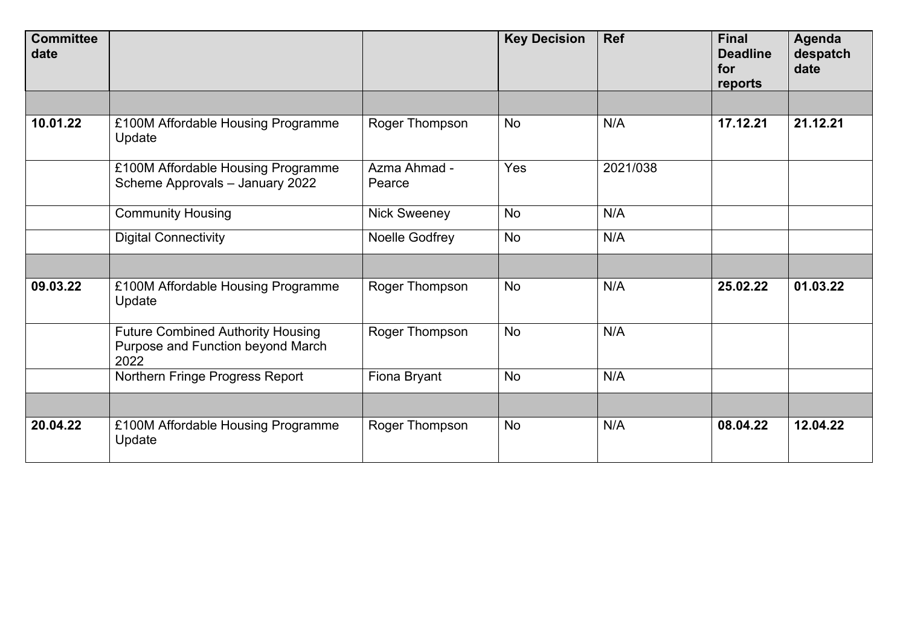| Committee date | | | Key Decision | Ref | Final Deadline for reports | Agenda despatch date |
|---|---|---|---|---|---|---|
| | | | | | | |
| **10.01.22** | £100M Affordable Housing Programme Update | Roger Thompson | No | N/A | **17.12.21** | **21.12.21** |
| | £100M Affordable Housing Programme Scheme Approvals – January 2022 | Azma Ahmad - Pearce | Yes | 2021/038 | | |
| | Community Housing | Nick Sweeney | No | N/A | | |
| | Digital Connectivity | Noelle Godfrey | No | N/A | | |
| | | | | | | |
| **09.03.22** | £100M Affordable Housing Programme Update | Roger Thompson | No | N/A | **25.02.22** | **01.03.22** |
| | Future Combined Authority Housing Purpose and Function beyond March 2022 | Roger Thompson | No | N/A | | |
| | Northern Fringe Progress Report | Fiona Bryant | No | N/A | | |
| | | | | | | |
| **20.04.22** | £100M Affordable Housing Programme Update | Roger Thompson | No | N/A | **08.04.22** | **12.04.22** |